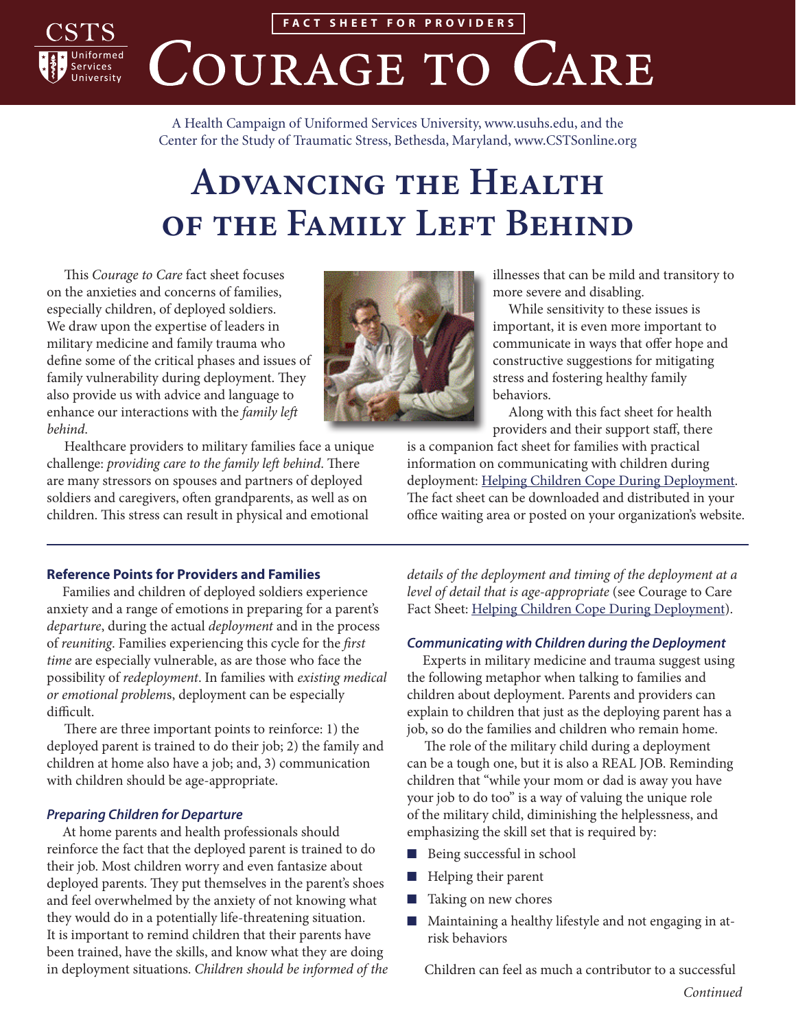FACT SHEET FOR PROVIDERS

# Courage to Care

A Health Campaign of Uniformed Services University, www.usuhs.edu, and the Center for the Study of Traumatic Stress, Bethesda, Maryland, www.CSTSonline.org

# Advancing the Health of the Family Left Behind

This *Courage to Care* fact sheet focuses on the anxieties and concerns of families, especially children, of deployed soldiers. We draw upon the expertise of leaders in military medicine and family trauma who define some of the critical phases and issues of family vulnerability during deployment. They also provide us with advice and language to enhance our interactions with the *family left behind*.

Healthcare providers to military families face a unique challenge: *providing care to the family left behind*. There are many stressors on spouses and partners of deployed soldiers and caregivers, often grandparents, as well as on children. This stress can result in physical and emotional illnesses that can be mild and transitory to more severe and disabling.

While sensitivity to these issues is important, it is even more important to communicate in ways that offer hope and constructive suggestions for mitigating stress and fostering healthy family behaviors.

Along with this fact sheet for health providers and their support staff, there is a companion fact sheet for families with practical information on communicating with children during deployment: Helping Children Cope During Deployment. The fact sheet can be downloaded and distributed in your office waiting area or posted on your organization's website.

---

### Reference Points for Providers and Families

Families and children of deployed soldiers experience anxiety and a range of emotions in preparing for a parent's *departure*, during the actual *deployment* and in the process of *reuniting*. Families experiencing this cycle for the *first time* are especially vulnerable, as are those who face the possibility of *redeployment*. In families with *existing medical or emotional problem*s, deployment can be especially difficult.

There are three important points to reinforce: 1) the deployed parent is trained to do their job; 2) the family and children at home also have a job; and, 3) communication with children should be age-appropriate.

### *Preparing Children for Departure*

At home parents and health professionals should reinforce the fact that the deployed parent is trained to do their job. Most children worry and even fantasize about deployed parents. They put themselves in the parent's shoes and feel overwhelmed by the anxiety of not knowing what they would do in a potentially life-threatening situation. It is important to remind children that their parents have been trained, have the skills, and know what they are doing in deployment situations. *Children should be informed of the details of the deployment and timing of the deployment at a level of detail that is age-appropriate* (see Courage to Care Fact Sheet: Helping Children Cope During Deployment).

### *Communicating with Children during the Deployment*

Experts in military medicine and trauma suggest using the following metaphor when talking to families and children about deployment. Parents and providers can explain to children that just as the deploying parent has a job, so do the families and children who remain home.

The role of the military child during a deployment can be a tough one, but it is also a REAL JOB. Reminding children that "while your mom or dad is away you have your job to do too" is a way of valuing the unique role of the military child, diminishing the helplessness, and emphasizing the skill set that is required by:

- Being successful in school
- Helping their parent
- Taking on new chores
- Maintaining a healthy lifestyle and not engaging in at-risk behaviors

Children can feel as much a contributor to a successful

*Continued*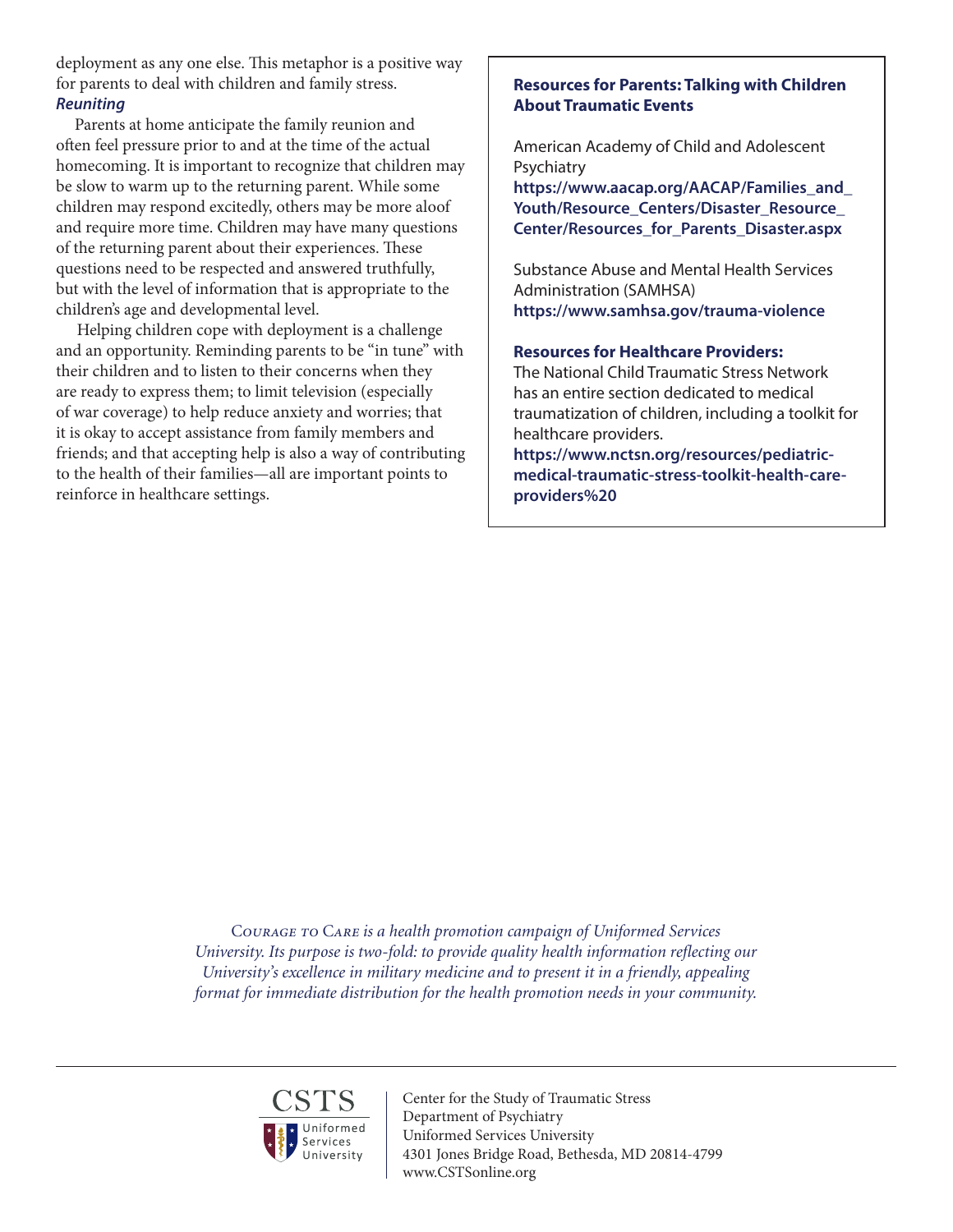deployment as any one else. This metaphor is a positive way for parents to deal with children and family stress.

### *Reuniting*

Parents at home anticipate the family reunion and often feel pressure prior to and at the time of the actual homecoming. It is important to recognize that children may be slow to warm up to the returning parent. While some children may respond excitedly, others may be more aloof and require more time. Children may have many questions of the returning parent about their experiences. These questions need to be respected and answered truthfully, but with the level of information that is appropriate to the children's age and developmental level.

Helping children cope with deployment is a challenge and an opportunity. Reminding parents to be "in tune" with their children and to listen to their concerns when they are ready to express them; to limit television (especially of war coverage) to help reduce anxiety and worries; that it is okay to accept assistance from family members and friends; and that accepting help is also a way of contributing to the health of their families—all are important points to reinforce in healthcare settings.

**Resources for Parents: Talking with Children About Traumatic Events**

American Academy of Child and Adolescent Psychiatry
**https://www.aacap.org/AACAP/Families_and_Youth/Resource_Centers/Disaster_Resource_Center/Resources_for_Parents_Disaster.aspx**

Substance Abuse and Mental Health Services Administration (SAMHSA)
**https://www.samhsa.gov/trauma-violence**

**Resources for Healthcare Providers:**
The National Child Traumatic Stress Network has an entire section dedicated to medical traumatization of children, including a toolkit for healthcare providers.
**https://www.nctsn.org/resources/pediatric-medical-traumatic-stress-toolkit-health-care-providers%20**

*Courage to Care is a health promotion campaign of Uniformed Services University. Its purpose is two-fold: to provide quality health information reflecting our University's excellence in military medicine and to present it in a friendly, appealing format for immediate distribution for the health promotion needs in your community.*

CSTS
Uniformed Services University

Center for the Study of Traumatic Stress
Department of Psychiatry
Uniformed Services University
4301 Jones Bridge Road, Bethesda, MD 20814-4799
www.CSTSonline.org